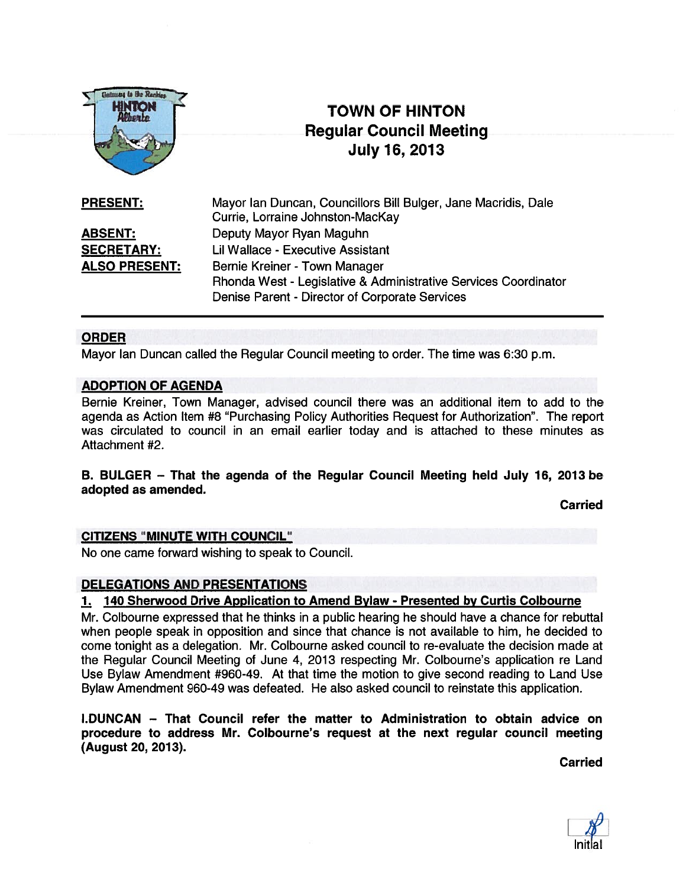# TOWN OF HINTON
## Regular Council Meeting
## July 16, 2013

**PRESENT:** Mayor Ian Duncan, Councillors Bill Bulger, Jane Macridis, Dale Currie, Lorraine Johnston-MacKay

**ABSENT:** Deputy Mayor Ryan Maguhn

**SECRETARY:** Lil Wallace - Executive Assistant

**ALSO PRESENT:** Bernie Kreiner - Town Manager
Rhonda West - Legislative & Administrative Services Coordinator
Denise Parent - Director of Corporate Services

---

### ORDER

Mayor Ian Duncan called the Regular Council meeting to order. The time was 6:30 p.m.

### ADOPTION OF AGENDA

Bernie Kreiner, Town Manager, advised council there was an additional item to add to the agenda as Action Item #8 "Purchasing Policy Authorities Request for Authorization". The report was circulated to council in an email earlier today and is attached to these minutes as Attachment #2.

**B. BULGER – That the agenda of the Regular Council Meeting held July 16, 2013 be adopted as amended.**

**Carried**

### CITIZENS "MINUTE WITH COUNCIL"

No one came forward wishing to speak to Council.

### DELEGATIONS AND PRESENTATIONS

**1. 140 Sherwood Drive Application to Amend Bylaw - Presented by Curtis Colbourne**

Mr. Colbourne expressed that he thinks in a public hearing he should have a chance for rebuttal when people speak in opposition and since that chance is not available to him, he decided to come tonight as a delegation. Mr. Colbourne asked council to re-evaluate the decision made at the Regular Council Meeting of June 4, 2013 respecting Mr. Colbourne's application re Land Use Bylaw Amendment #960-49. At that time the motion to give second reading to Land Use Bylaw Amendment 960-49 was defeated. He also asked council to reinstate this application.

**I.DUNCAN – That Council refer the matter to Administration to obtain advice on procedure to address Mr. Colbourne's request at the next regular council meeting (August 20, 2013).**

**Carried**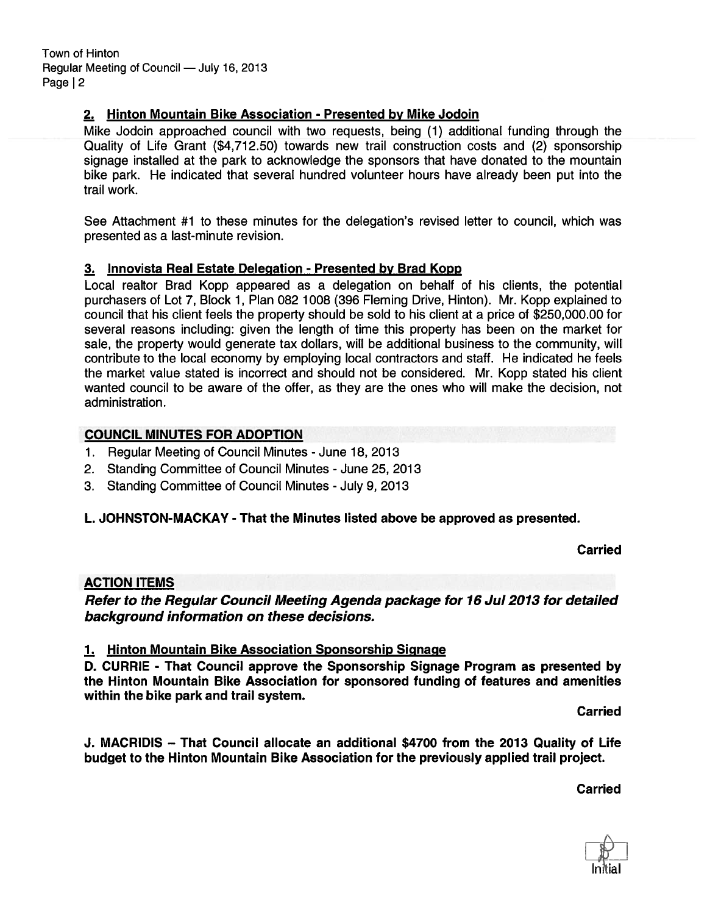### 2. Hinton Mountain Bike Association - Presented by Mike Jodoin

Mike Jodoin approached council with two requests, being (1) additional funding through the Quality of Life Grant ($4,712.50) towards new trail construction costs and (2) sponsorship signage installed at the park to acknowledge the sponsors that have donated to the mountain bike park. He indicated that several hundred volunteer hours have already been put into the trail work.

See Attachment #1 to these minutes for the delegation's revised letter to council, which was presented as a last-minute revision.

### 3. Innovista Real Estate Delegation - Presented by Brad Kopp

Local realtor Brad Kopp appeared as a delegation on behalf of his clients, the potential purchasers of Lot 7, Block 1, Plan 082 1008 (396 Fleming Drive, Hinton). Mr. Kopp explained to council that his client feels the property should be sold to his client at a price of $250,000.00 for several reasons including: given the length of time this property has been on the market for sale, the property would generate tax dollars, will be additional business to the community, will contribute to the local economy by employing local contractors and staff. He indicated he feels the market value stated is incorrect and should not be considered. Mr. Kopp stated his client wanted council to be aware of the offer, as they are the ones who will make the decision, not administration.

## COUNCIL MINUTES FOR ADOPTION

1. Regular Meeting of Council Minutes - June 18, 2013
2. Standing Committee of Council Minutes - June 25, 2013
3. Standing Committee of Council Minutes - July 9, 2013

**L. JOHNSTON-MACKAY - That the Minutes listed above be approved as presented.**

**Carried**

## ACTION ITEMS

***Refer to the Regular Council Meeting Agenda package for 16 Jul 2013 for detailed background information on these decisions.***

### 1. Hinton Mountain Bike Association Sponsorship Signage

**D. CURRIE - That Council approve the Sponsorship Signage Program as presented by the Hinton Mountain Bike Association for sponsored funding of features and amenities within the bike park and trail system.**

**Carried**

**J. MACRIDIS – That Council allocate an additional $4700 from the 2013 Quality of Life budget to the Hinton Mountain Bike Association for the previously applied trail project.**

**Carried**

Initial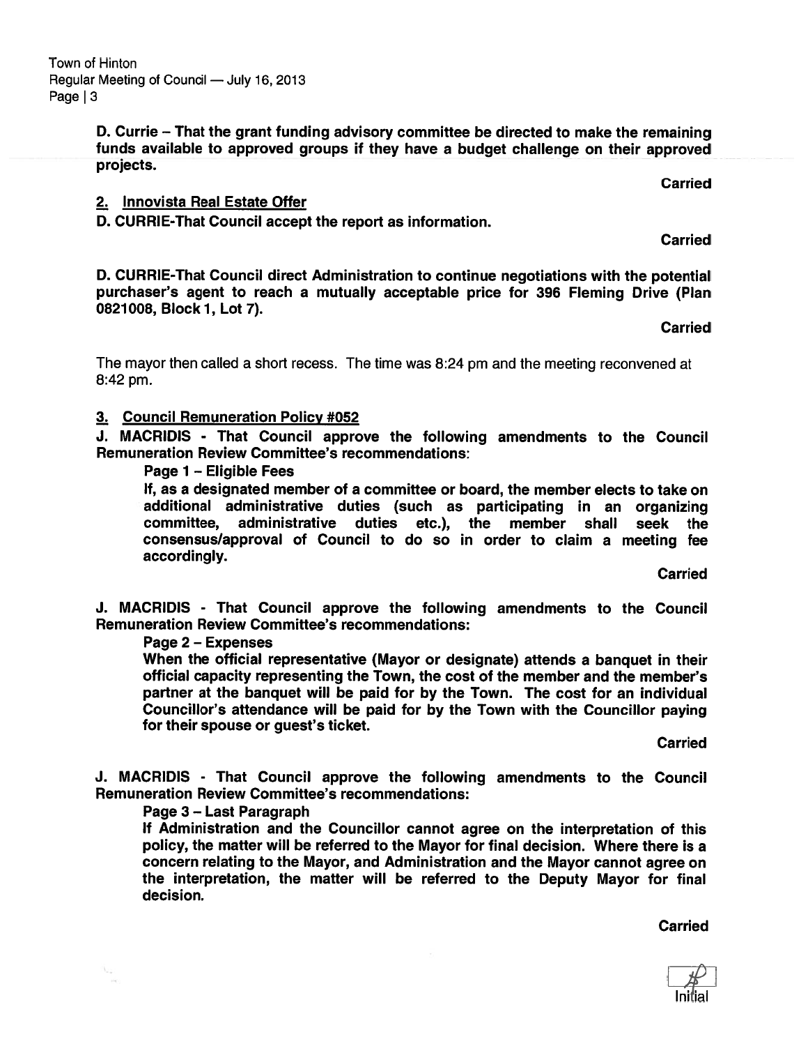**D. Currie – That the grant funding advisory committee be directed to make the remaining funds available to approved groups if they have a budget challenge on their approved projects.**

**Carried**

**2. Innovista Real Estate Offer**

**D. CURRIE-That Council accept the report as information.**

**Carried**

**D. CURRIE-That Council direct Administration to continue negotiations with the potential purchaser's agent to reach a mutually acceptable price for 396 Fleming Drive (Plan 0821008, Block 1, Lot 7).**

**Carried**

The mayor then called a short recess. The time was 8:24 pm and the meeting reconvened at 8:42 pm.

**3. Council Remuneration Policy #052**

**J. MACRIDIS - That Council approve the following amendments to the Council Remuneration Review Committee's recommendations:**

**Page 1 – Eligible Fees**

**If, as a designated member of a committee or board, the member elects to take on additional administrative duties (such as participating in an organizing committee, administrative duties etc.), the member shall seek the consensus/approval of Council to do so in order to claim a meeting fee accordingly.**

**Carried**

**J. MACRIDIS - That Council approve the following amendments to the Council Remuneration Review Committee's recommendations:**

**Page 2 – Expenses**

**When the official representative (Mayor or designate) attends a banquet in their official capacity representing the Town, the cost of the member and the member's partner at the banquet will be paid for by the Town. The cost for an individual Councillor's attendance will be paid for by the Town with the Councillor paying for their spouse or guest's ticket.**

**Carried**

**J. MACRIDIS - That Council approve the following amendments to the Council Remuneration Review Committee's recommendations:**

**Page 3 – Last Paragraph**

**If Administration and the Councillor cannot agree on the interpretation of this policy, the matter will be referred to the Mayor for final decision. Where there is a concern relating to the Mayor, and Administration and the Mayor cannot agree on the interpretation, the matter will be referred to the Deputy Mayor for final decision.**

**Carried**

Initial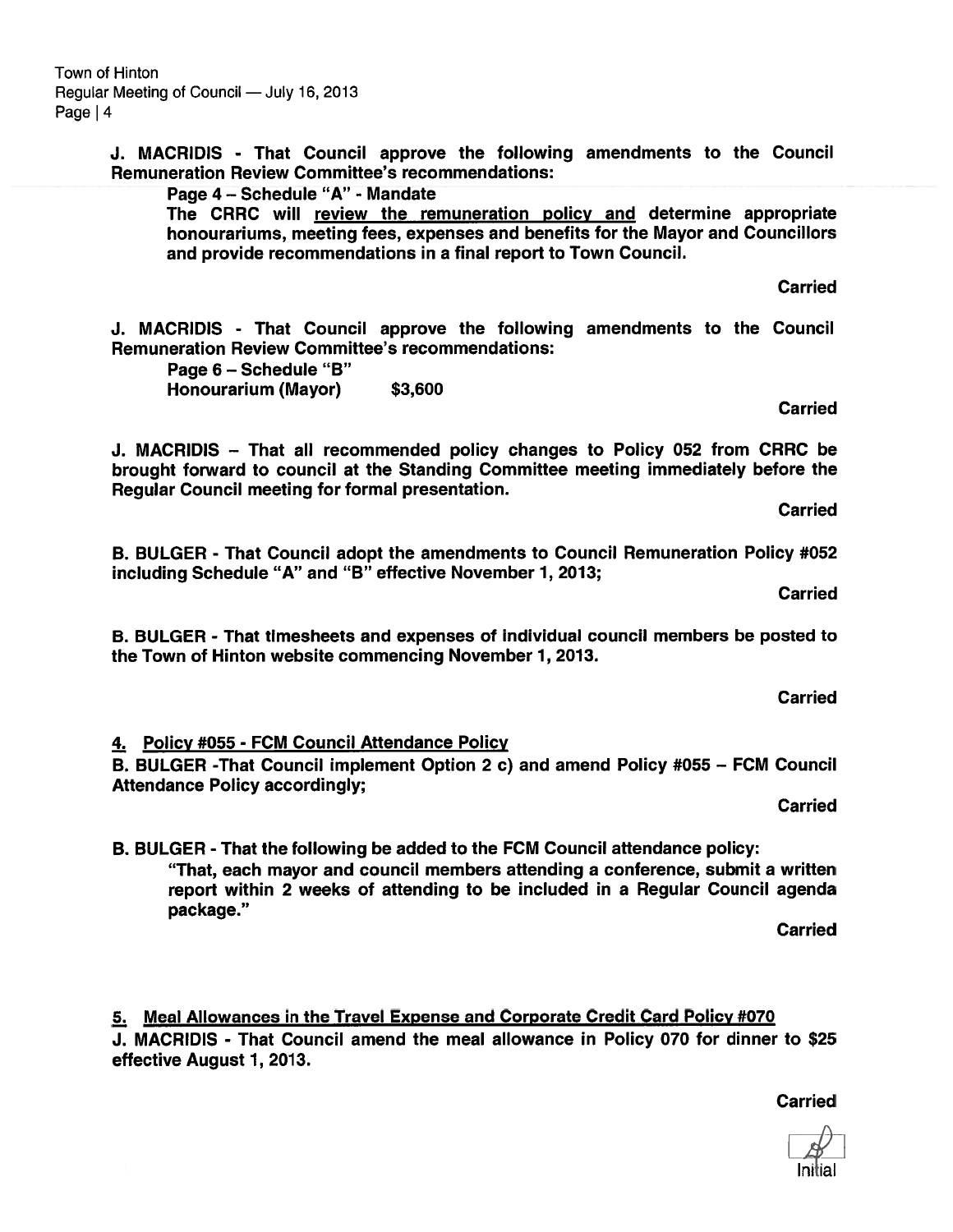**J. MACRIDIS - That Council approve the following amendments to the Council Remuneration Review Committee's recommendations:**

**Page 4 – Schedule "A" - Mandate**

**The CRRC will review the remuneration policy and determine appropriate honourariums, meeting fees, expenses and benefits for the Mayor and Councillors and provide recommendations in a final report to Town Council.**

**Carried**

**J. MACRIDIS - That Council approve the following amendments to the Council Remuneration Review Committee's recommendations:**

**Page 6 – Schedule "B"**

**Honourarium (Mayor) $3,600**

**Carried**

**J. MACRIDIS – That all recommended policy changes to Policy 052 from CRRC be brought forward to council at the Standing Committee meeting immediately before the Regular Council meeting for formal presentation.**

**Carried**

**B. BULGER - That Council adopt the amendments to Council Remuneration Policy #052 including Schedule "A" and "B" effective November 1, 2013;**

**Carried**

**B. BULGER - That timesheets and expenses of individual council members be posted to the Town of Hinton website commencing November 1, 2013.**

**Carried**

## 4. Policy #055 - FCM Council Attendance Policy

**B. BULGER -That Council implement Option 2 c) and amend Policy #055 – FCM Council Attendance Policy accordingly;**

**Carried**

**B. BULGER - That the following be added to the FCM Council attendance policy:**

**"That, each mayor and council members attending a conference, submit a written report within 2 weeks of attending to be included in a Regular Council agenda package."**

**Carried**

## 5. Meal Allowances in the Travel Expense and Corporate Credit Card Policy #070

**J. MACRIDIS - That Council amend the meal allowance in Policy 070 for dinner to $25 effective August 1, 2013.**

**Carried**

Initial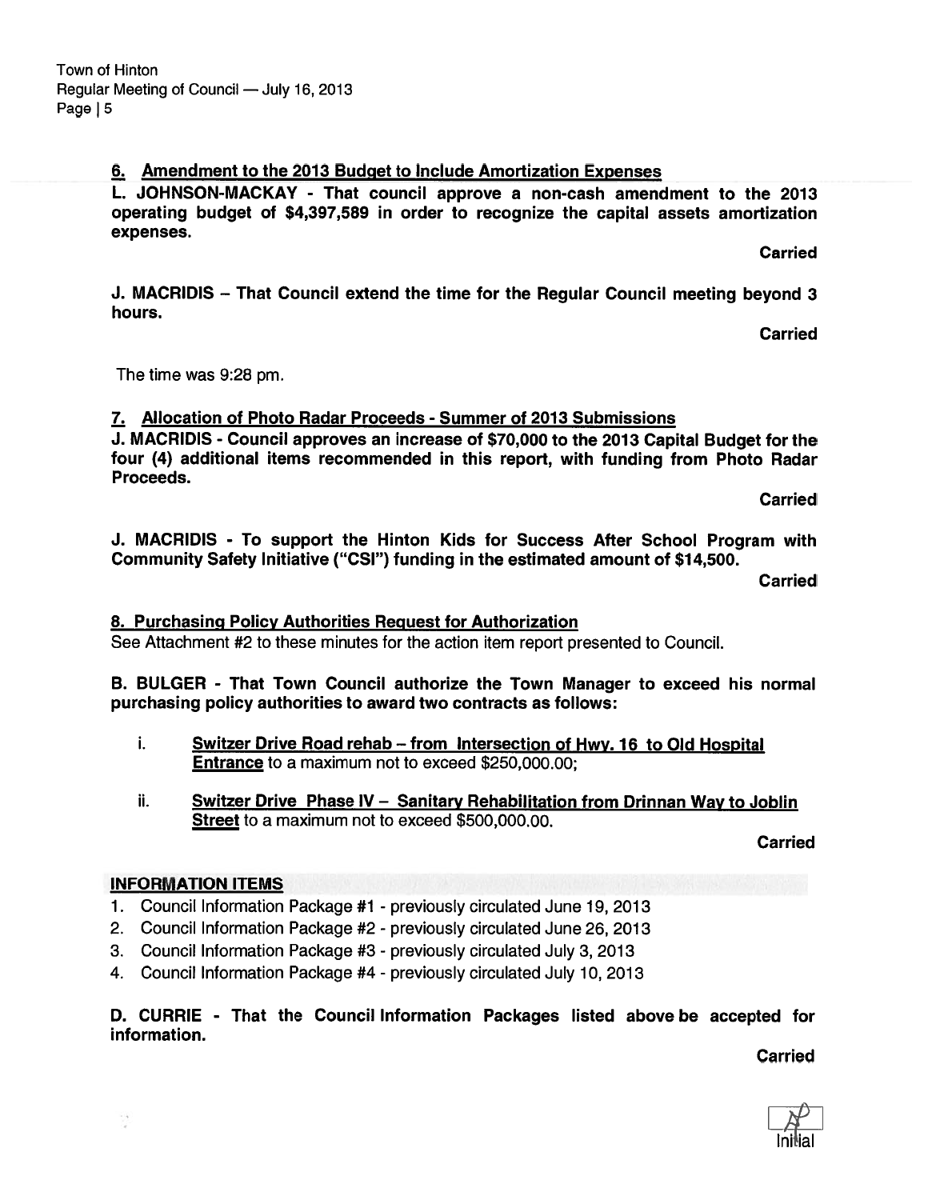### 6. Amendment to the 2013 Budget to Include Amortization Expenses

**L. JOHNSON-MACKAY - That council approve a non-cash amendment to the 2013 operating budget of $4,397,589 in order to recognize the capital assets amortization expenses.**

**Carried**

**J. MACRIDIS – That Council extend the time for the Regular Council meeting beyond 3 hours.**

**Carried**

The time was 9:28 pm.

### 7. Allocation of Photo Radar Proceeds - Summer of 2013 Submissions

**J. MACRIDIS - Council approves an increase of $70,000 to the 2013 Capital Budget for the four (4) additional items recommended in this report, with funding from Photo Radar Proceeds.**

**Carried**

**J. MACRIDIS - To support the Hinton Kids for Success After School Program with Community Safety Initiative ("CSI") funding in the estimated amount of $14,500.**

**Carried**

### 8. Purchasing Policy Authorities Request for Authorization

See Attachment #2 to these minutes for the action item report presented to Council.

**B. BULGER - That Town Council authorize the Town Manager to exceed his normal purchasing policy authorities to award two contracts as follows:**

i. **Switzer Drive Road rehab – from Intersection of Hwy. 16 to Old Hospital Entrance** to a maximum not to exceed $250,000.00;

ii. **Switzer Drive Phase IV – Sanitary Rehabilitation from Drinnan Way to Joblin Street** to a maximum not to exceed $500,000.00.

**Carried**

## INFORMATION ITEMS

1. Council Information Package #1 - previously circulated June 19, 2013
2. Council Information Package #2 - previously circulated June 26, 2013
3. Council Information Package #3 - previously circulated July 3, 2013
4. Council Information Package #4 - previously circulated July 10, 2013

**D. CURRIE - That the Council Information Packages listed above be accepted for information.**

**Carried**

Initial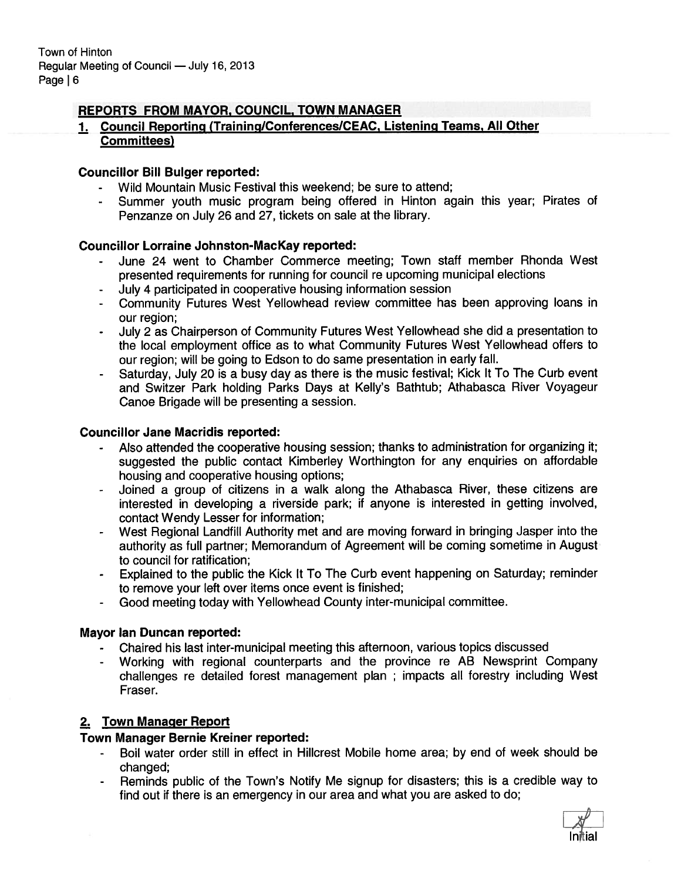## REPORTS FROM MAYOR, COUNCIL, TOWN MANAGER

### 1. Council Reporting (Training/Conferences/CEAC, Listening Teams, All Other Committees)

**Councillor Bill Bulger reported:**

- Wild Mountain Music Festival this weekend; be sure to attend;
- Summer youth music program being offered in Hinton again this year; Pirates of Penzanze on July 26 and 27, tickets on sale at the library.

**Councillor Lorraine Johnston-MacKay reported:**

- June 24 went to Chamber Commerce meeting; Town staff member Rhonda West presented requirements for running for council re upcoming municipal elections
- July 4 participated in cooperative housing information session
- Community Futures West Yellowhead review committee has been approving loans in our region;
- July 2 as Chairperson of Community Futures West Yellowhead she did a presentation to the local employment office as to what Community Futures West Yellowhead offers to our region; will be going to Edson to do same presentation in early fall.
- Saturday, July 20 is a busy day as there is the music festival; Kick It To The Curb event and Switzer Park holding Parks Days at Kelly's Bathtub; Athabasca River Voyageur Canoe Brigade will be presenting a session.

**Councillor Jane Macridis reported:**

- Also attended the cooperative housing session; thanks to administration for organizing it; suggested the public contact Kimberley Worthington for any enquiries on affordable housing and cooperative housing options;
- Joined a group of citizens in a walk along the Athabasca River, these citizens are interested in developing a riverside park; if anyone is interested in getting involved, contact Wendy Lesser for information;
- West Regional Landfill Authority met and are moving forward in bringing Jasper into the authority as full partner; Memorandum of Agreement will be coming sometime in August to council for ratification;
- Explained to the public the Kick It To The Curb event happening on Saturday; reminder to remove your left over items once event is finished;
- Good meeting today with Yellowhead County inter-municipal committee.

**Mayor Ian Duncan reported:**

- Chaired his last inter-municipal meeting this afternoon, various topics discussed
- Working with regional counterparts and the province re AB Newsprint Company challenges re detailed forest management plan ; impacts all forestry including West Fraser.

### 2. Town Manager Report

**Town Manager Bernie Kreiner reported:**

- Boil water order still in effect in Hillcrest Mobile home area; by end of week should be changed;
- Reminds public of the Town's Notify Me signup for disasters; this is a credible way to find out if there is an emergency in our area and what you are asked to do;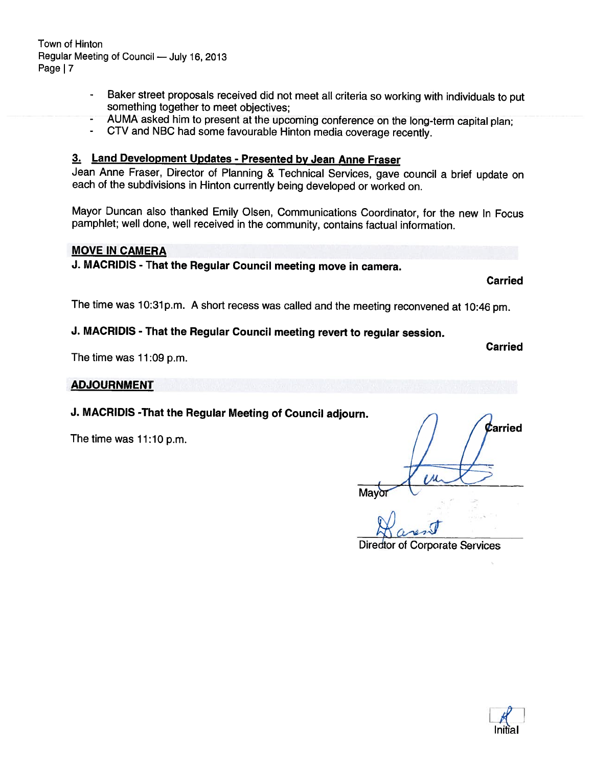- Baker street proposals received did not meet all criteria so working with individuals to put something together to meet objectives;
- AUMA asked him to present at the upcoming conference on the long-term capital plan;
- CTV and NBC had some favourable Hinton media coverage recently.

### 3. Land Development Updates - Presented by Jean Anne Fraser

Jean Anne Fraser, Director of Planning & Technical Services, gave council a brief update on each of the subdivisions in Hinton currently being developed or worked on.

Mayor Duncan also thanked Emily Olsen, Communications Coordinator, for the new In Focus pamphlet; well done, well received in the community, contains factual information.

## MOVE IN CAMERA

**J. MACRIDIS - That the Regular Council meeting move in camera.**

**Carried**

The time was 10:31p.m. A short recess was called and the meeting reconvened at 10:46 pm.

**J. MACRIDIS - That the Regular Council meeting revert to regular session.**

**Carried**

The time was 11:09 p.m.

## ADJOURNMENT

**J. MACRIDIS -That the Regular Meeting of Council adjourn.**

**Carried**

The time was 11:10 p.m.

Mayor

Director of Corporate Services

Initial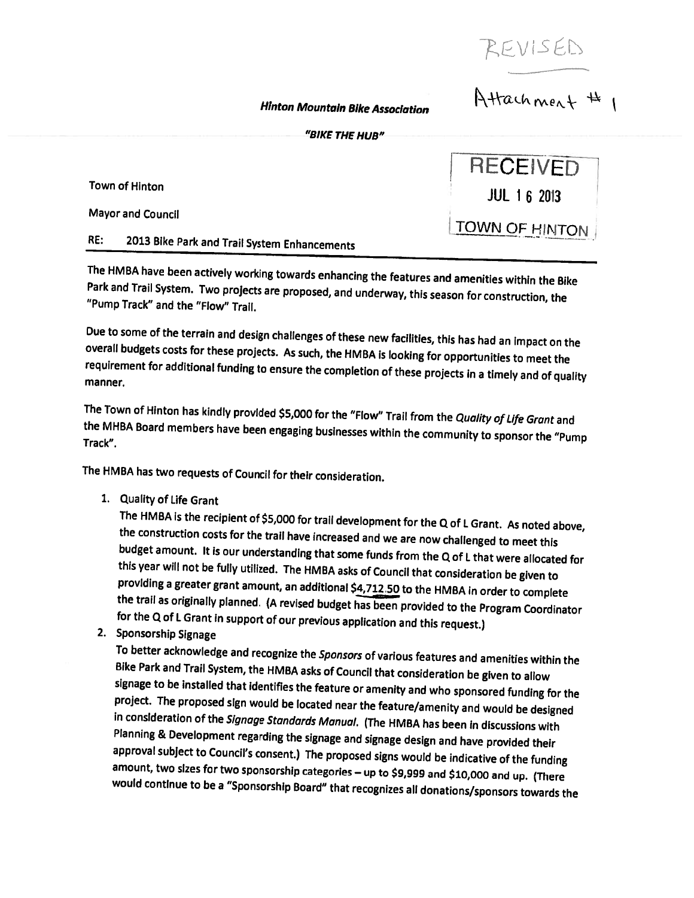REVISED

Attachment # 1

**_Hinton Mountain Bike Association_**

**_"BIKE THE HUB"_**

RECEIVED
JUL 16 2013
TOWN OF HINTON

Town of Hinton

Mayor and Council

RE: 2013 Bike Park and Trail System Enhancements

The HMBA have been actively working towards enhancing the features and amenities within the Bike Park and Trail System. Two projects are proposed, and underway, this season for construction, the "Pump Track" and the "Flow" Trail.

Due to some of the terrain and design challenges of these new facilities, this has had an impact on the overall budgets costs for these projects. As such, the HMBA is looking for opportunities to meet the requirement for additional funding to ensure the completion of these projects in a timely and of quality manner.

The Town of Hinton has kindly provided $5,000 for the "Flow" Trail from the *Quality of Life Grant* and the MHBA Board members have been engaging businesses within the community to sponsor the "Pump Track".

The HMBA has two requests of Council for their consideration.

1. Quality of Life Grant
   The HMBA is the recipient of $5,000 for trail development for the Q of L Grant. As noted above, the construction costs for the trail have increased and we are now challenged to meet this budget amount. It is our understanding that some funds from the Q of L that were allocated for this year will not be fully utilized. The HMBA asks of Council that consideration be given to providing a greater grant amount, an additional $4,712.50 to the HMBA in order to complete the trail as originally planned. (A revised budget has been provided to the Program Coordinator for the Q of L Grant in support of our previous application and this request.)
2. Sponsorship Signage
   To better acknowledge and recognize the *Sponsors* of various features and amenities within the Bike Park and Trail System, the HMBA asks of Council that consideration be given to allow signage to be installed that identifies the feature or amenity and who sponsored funding for the project. The proposed sign would be located near the feature/amenity and would be designed in consideration of the *Signage Standards Manual*. (The HMBA has been in discussions with Planning & Development regarding the signage and signage design and have provided their approval subject to Council's consent.) The proposed signs would be indicative of the funding amount, two sizes for two sponsorship categories – up to $9,999 and $10,000 and up. (There would continue to be a "Sponsorship Board" that recognizes all donations/sponsors towards the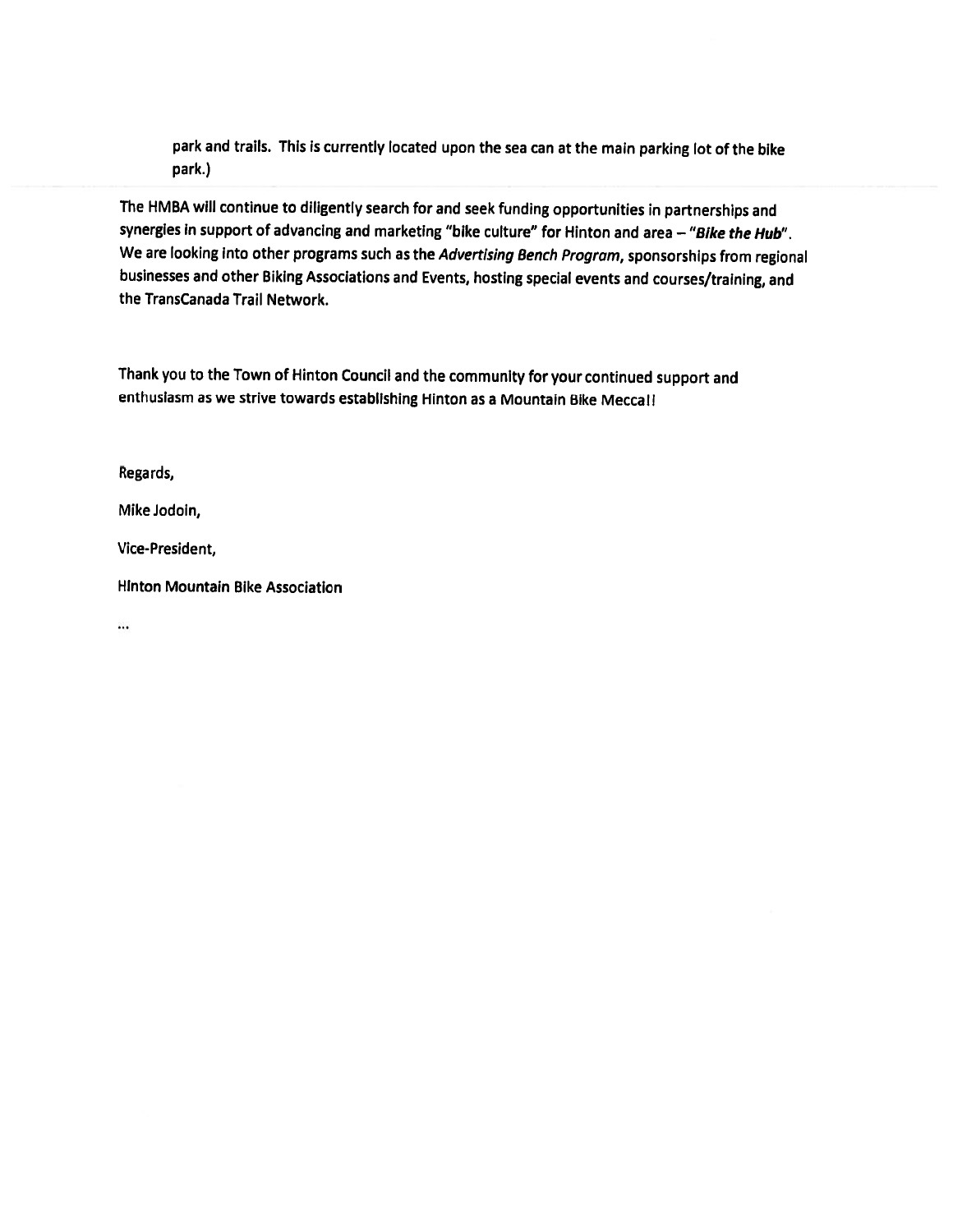park and trails. This is currently located upon the sea can at the main parking lot of the bike park.)

The HMBA will continue to diligently search for and seek funding opportunities in partnerships and synergies in support of advancing and marketing "bike culture" for Hinton and area – "***Bike the Hub***". We are looking into other programs such as the *Advertising Bench Program*, sponsorships from regional businesses and other Biking Associations and Events, hosting special events and courses/training, and the TransCanada Trail Network.

Thank you to the Town of Hinton Council and the community for your continued support and enthusiasm as we strive towards establishing Hinton as a Mountain Bike Mecca!!

Regards,

Mike Jodoin,

Vice-President,

Hinton Mountain Bike Association

...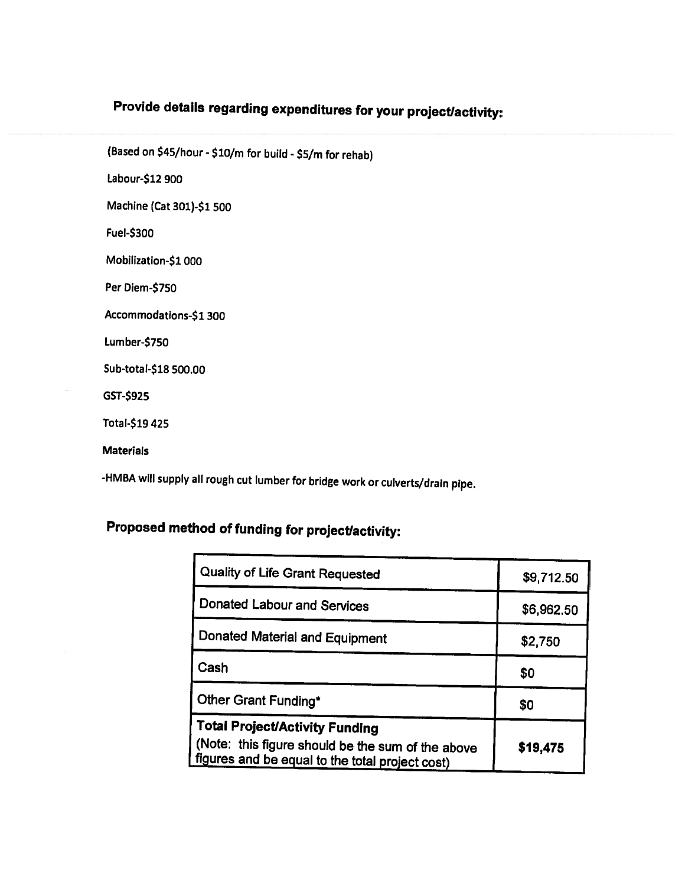## Provide details regarding expenditures for your project/activity:

(Based on $45/hour - $10/m for build - $5/m for rehab)

Labour-$12 900

Machine (Cat 301)-$1 500

Fuel-$300

Mobilization-$1 000

Per Diem-$750

Accommodations-$1 300

Lumber-$750

Sub-total-$18 500.00

GST-$925

Total-$19 425

**Materials**

-HMBA will supply all rough cut lumber for bridge work or culverts/drain pipe.

## Proposed method of funding for project/activity:

| | |
|---|---|
| Quality of Life Grant Requested | $9,712.50 |
| Donated Labour and Services | $6,962.50 |
| Donated Material and Equipment | $2,750 |
| Cash | $0 |
| Other Grant Funding* | $0 |
| **Total Project/Activity Funding** (Note: this figure should be the sum of the above figures and be equal to the total project cost) | **$19,475** |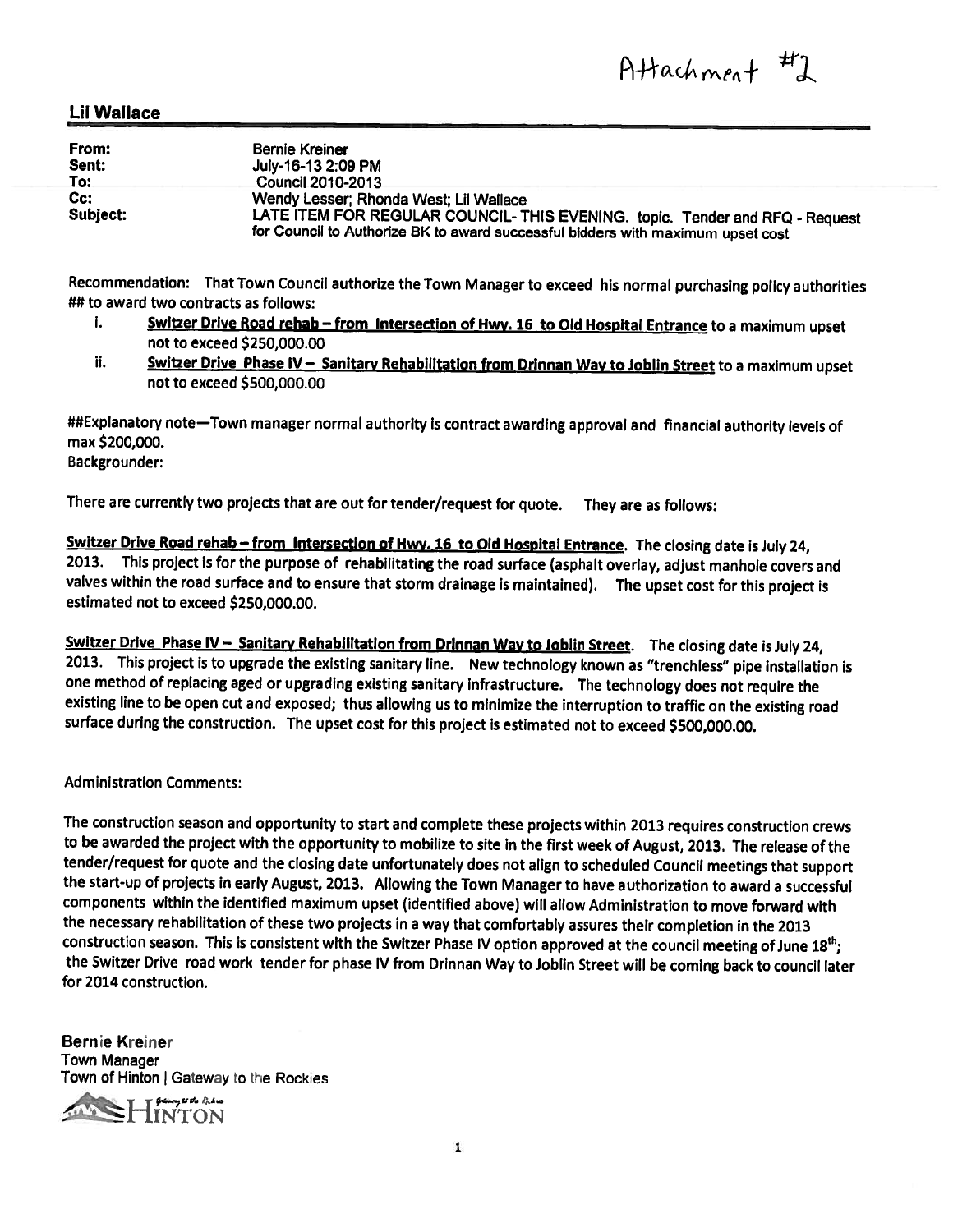Attachment #1

**Lil Wallace**

| | |
|---|---|
| **From:** | Bernie Kreiner |
| **Sent:** | July-16-13 2:09 PM |
| **To:** | Council 2010-2013 |
| **Cc:** | Wendy Lesser; Rhonda West; Lil Wallace |
| **Subject:** | LATE ITEM FOR REGULAR COUNCIL- THIS EVENING. topic. Tender and RFQ - Request for Council to Authorize BK to award successful bidders with maximum upset cost |

Recommendation: That Town Council authorize the Town Manager to exceed his normal purchasing policy authorities ## to award two contracts as follows:

i. **Switzer Drive Road rehab – from Intersection of Hwy. 16 to Old Hospital Entrance** to a maximum upset not to exceed $250,000.00

ii. **Switzer Drive Phase IV – Sanitary Rehabilitation from Drinnan Way to Joblin Street** to a maximum upset not to exceed $500,000.00

##Explanatory note—Town manager normal authority is contract awarding approval and financial authority levels of max $200,000.

Backgrounder:

There are currently two projects that are out for tender/request for quote. They are as follows:

**Switzer Drive Road rehab – from Intersection of Hwy. 16 to Old Hospital Entrance**. The closing date is July 24, 2013. This project is for the purpose of rehabilitating the road surface (asphalt overlay, adjust manhole covers and valves within the road surface and to ensure that storm drainage is maintained). The upset cost for this project is estimated not to exceed $250,000.00.

**Switzer Drive Phase IV – Sanitary Rehabilitation from Drinnan Way to Joblin Street**. The closing date is July 24, 2013. This project is to upgrade the existing sanitary line. New technology known as "trenchless" pipe installation is one method of replacing aged or upgrading existing sanitary infrastructure. The technology does not require the existing line to be open cut and exposed; thus allowing us to minimize the interruption to traffic on the existing road surface during the construction. The upset cost for this project is estimated not to exceed $500,000.00.

Administration Comments:

The construction season and opportunity to start and complete these projects within 2013 requires construction crews to be awarded the project with the opportunity to mobilize to site in the first week of August, 2013. The release of the tender/request for quote and the closing date unfortunately does not align to scheduled Council meetings that support the start-up of projects in early August, 2013. Allowing the Town Manager to have authorization to award a successful components within the identified maximum upset (identified above) will allow Administration to move forward with the necessary rehabilitation of these two projects in a way that comfortably assures their completion in the 2013 construction season. This is consistent with the Switzer Phase IV option approved at the council meeting of June 18th; the Switzer Drive road work tender for phase IV from Drinnan Way to Joblin Street will be coming back to council later for 2014 construction.

**Bernie Kreiner**
Town Manager
Town of Hinton | Gateway to the Rockies